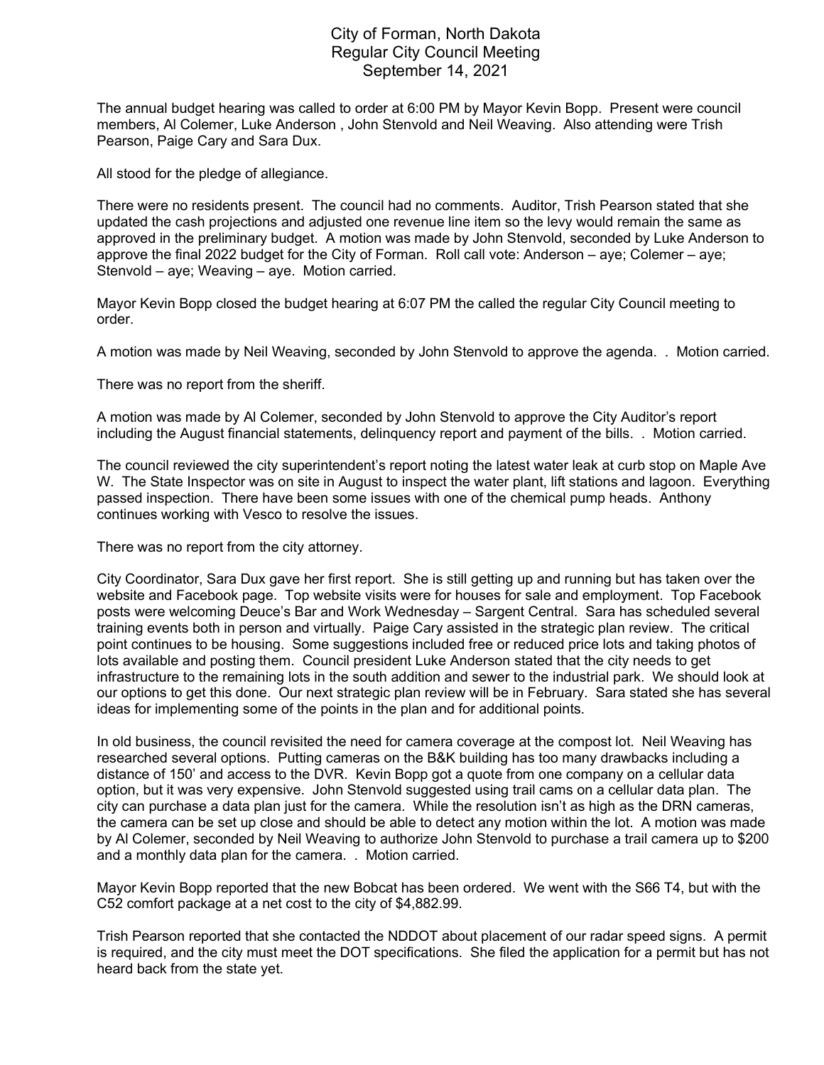# City of Forman, North Dakota
## Regular City Council Meeting
## September 14, 2021

The annual budget hearing was called to order at 6:00 PM by Mayor Kevin Bopp. Present were council members, Al Colemer, Luke Anderson , John Stenvold and Neil Weaving. Also attending were Trish Pearson, Paige Cary and Sara Dux.

All stood for the pledge of allegiance.

There were no residents present. The council had no comments. Auditor, Trish Pearson stated that she updated the cash projections and adjusted one revenue line item so the levy would remain the same as approved in the preliminary budget. A motion was made by John Stenvold, seconded by Luke Anderson to approve the final 2022 budget for the City of Forman. Roll call vote: Anderson – aye; Colemer – aye; Stenvold – aye; Weaving – aye. Motion carried.

Mayor Kevin Bopp closed the budget hearing at 6:07 PM the called the regular City Council meeting to order.

A motion was made by Neil Weaving, seconded by John Stenvold to approve the agenda. . Motion carried.

There was no report from the sheriff.

A motion was made by Al Colemer, seconded by John Stenvold to approve the City Auditor's report including the August financial statements, delinquency report and payment of the bills. . Motion carried.

The council reviewed the city superintendent's report noting the latest water leak at curb stop on Maple Ave W. The State Inspector was on site in August to inspect the water plant, lift stations and lagoon. Everything passed inspection. There have been some issues with one of the chemical pump heads. Anthony continues working with Vesco to resolve the issues.

There was no report from the city attorney.

City Coordinator, Sara Dux gave her first report. She is still getting up and running but has taken over the website and Facebook page. Top website visits were for houses for sale and employment. Top Facebook posts were welcoming Deuce's Bar and Work Wednesday – Sargent Central. Sara has scheduled several training events both in person and virtually. Paige Cary assisted in the strategic plan review. The critical point continues to be housing. Some suggestions included free or reduced price lots and taking photos of lots available and posting them. Council president Luke Anderson stated that the city needs to get infrastructure to the remaining lots in the south addition and sewer to the industrial park. We should look at our options to get this done. Our next strategic plan review will be in February. Sara stated she has several ideas for implementing some of the points in the plan and for additional points.

In old business, the council revisited the need for camera coverage at the compost lot. Neil Weaving has researched several options. Putting cameras on the B&K building has too many drawbacks including a distance of 150' and access to the DVR. Kevin Bopp got a quote from one company on a cellular data option, but it was very expensive. John Stenvold suggested using trail cams on a cellular data plan. The city can purchase a data plan just for the camera. While the resolution isn't as high as the DRN cameras, the camera can be set up close and should be able to detect any motion within the lot. A motion was made by Al Colemer, seconded by Neil Weaving to authorize John Stenvold to purchase a trail camera up to $200 and a monthly data plan for the camera. . Motion carried.

Mayor Kevin Bopp reported that the new Bobcat has been ordered. We went with the S66 T4, but with the C52 comfort package at a net cost to the city of $4,882.99.

Trish Pearson reported that she contacted the NDDOT about placement of our radar speed signs. A permit is required, and the city must meet the DOT specifications. She filed the application for a permit but has not heard back from the state yet.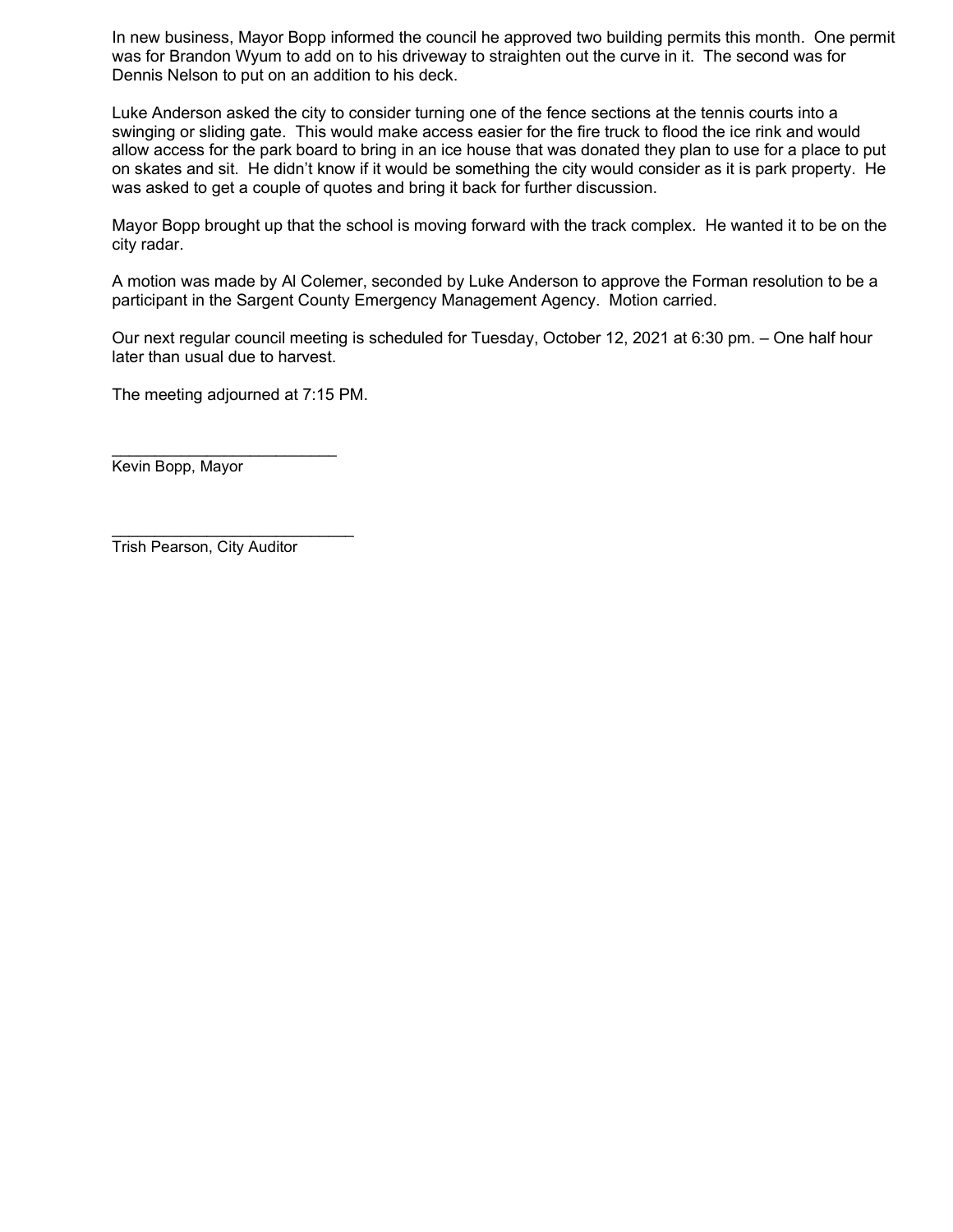In new business, Mayor Bopp informed the council he approved two building permits this month. One permit was for Brandon Wyum to add on to his driveway to straighten out the curve in it. The second was for Dennis Nelson to put on an addition to his deck.

Luke Anderson asked the city to consider turning one of the fence sections at the tennis courts into a swinging or sliding gate. This would make access easier for the fire truck to flood the ice rink and would allow access for the park board to bring in an ice house that was donated they plan to use for a place to put on skates and sit. He didn't know if it would be something the city would consider as it is park property. He was asked to get a couple of quotes and bring it back for further discussion.

Mayor Bopp brought up that the school is moving forward with the track complex. He wanted it to be on the city radar.

A motion was made by Al Colemer, seconded by Luke Anderson to approve the Forman resolution to be a participant in the Sargent County Emergency Management Agency. Motion carried.

Our next regular council meeting is scheduled for Tuesday, October 12, 2021 at 6:30 pm. – One half hour later than usual due to harvest.

The meeting adjourned at 7:15 PM.

\_\_\_\_\_\_\_\_\_\_\_\_\_\_\_\_\_\_\_\_\_\_\_\_\_\_

Kevin Bopp, Mayor

\_\_\_\_\_\_\_\_\_\_\_\_\_\_\_\_\_\_\_\_\_\_\_\_\_\_\_\_

Trish Pearson, City Auditor